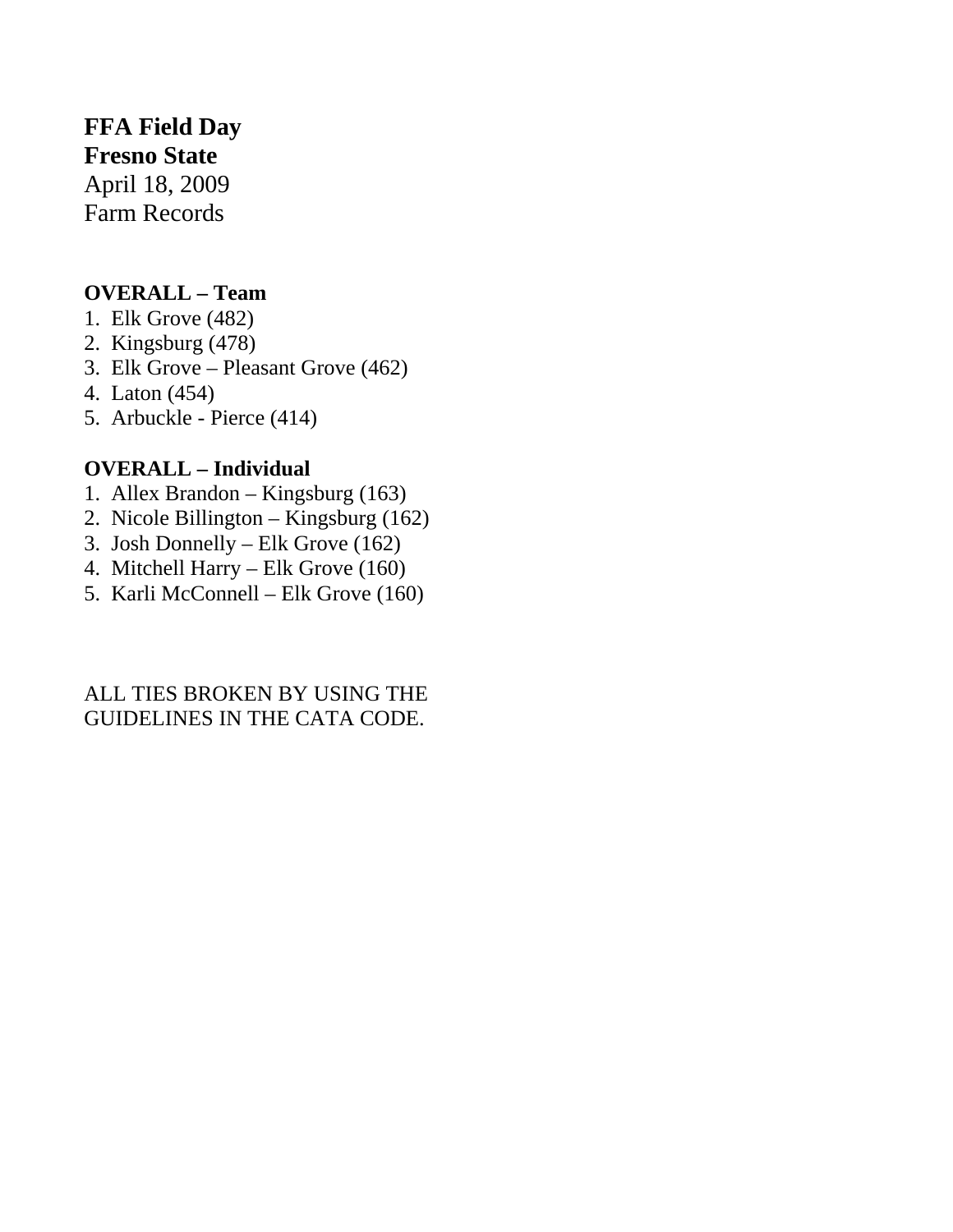**FFA Field Day**
**Fresno State**
April 18, 2009
Farm Records

**OVERALL – Team**

1. Elk Grove (482)
2. Kingsburg (478)
3. Elk Grove – Pleasant Grove (462)
4. Laton (454)
5. Arbuckle - Pierce (414)

**OVERALL – Individual**

1. Allex Brandon – Kingsburg (163)
2. Nicole Billington – Kingsburg (162)
3. Josh Donnelly – Elk Grove (162)
4. Mitchell Harry – Elk Grove (160)
5. Karli McConnell – Elk Grove (160)

ALL TIES BROKEN BY USING THE GUIDELINES IN THE CATA CODE.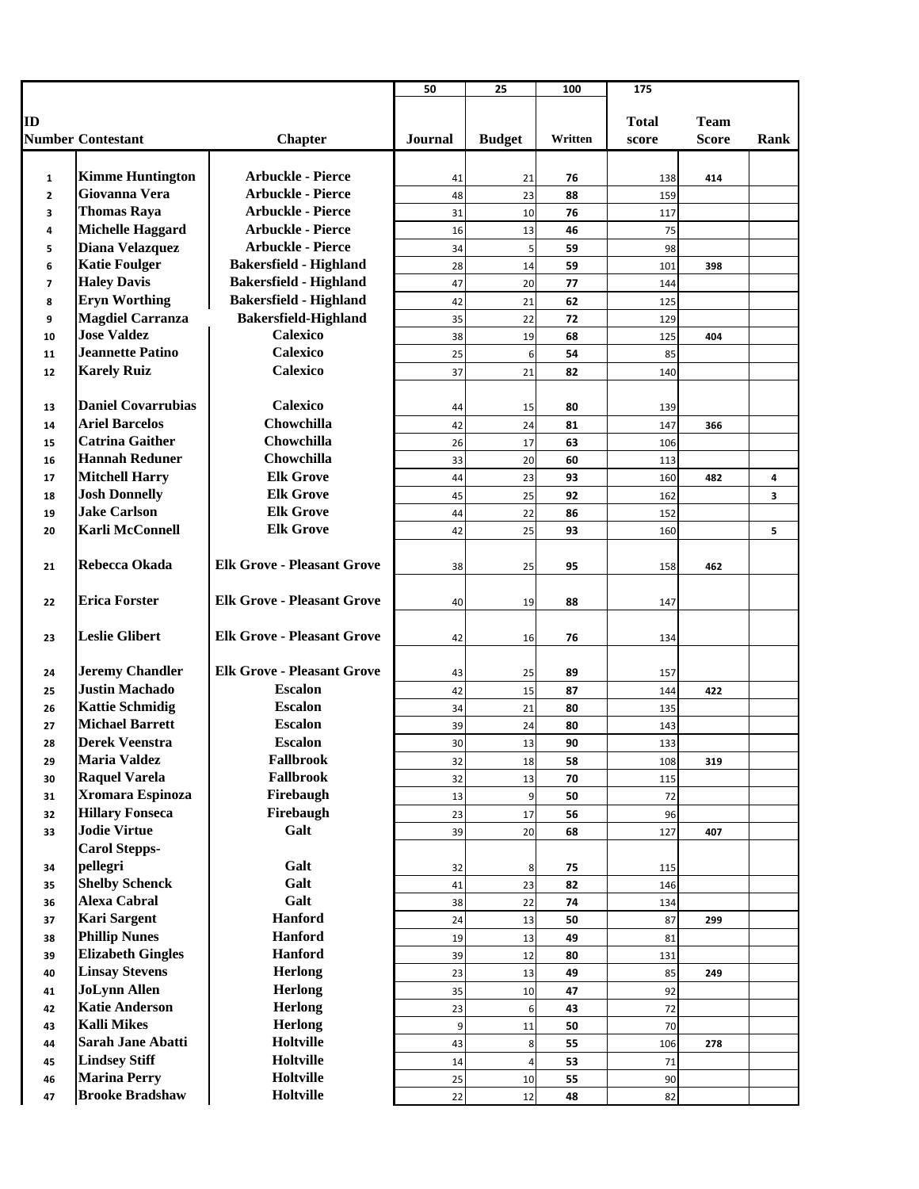| ID Number | Contestant | Chapter | Journal (50) | Budget (25) | Written (100) | Total score (175) | Team Score | Rank |
|---|---|---|---|---|---|---|---|---|
| 1 | Kimme Huntington | Arbuckle - Pierce | 41 | 21 | 76 | 138 | 414 | |
| 2 | Giovanna Vera | Arbuckle - Pierce | 48 | 23 | 88 | 159 | | |
| 3 | Thomas Raya | Arbuckle - Pierce | 31 | 10 | 76 | 117 | | |
| 4 | Michelle Haggard | Arbuckle - Pierce | 16 | 13 | 46 | 75 | | |
| 5 | Diana Velazquez | Arbuckle - Pierce | 34 | 5 | 59 | 98 | | |
| 6 | Katie Foulger | Bakersfield - Highland | 28 | 14 | 59 | 101 | 398 | |
| 7 | Haley Davis | Bakersfield - Highland | 47 | 20 | 77 | 144 | | |
| 8 | Eryn Worthing | Bakersfield - Highland | 42 | 21 | 62 | 125 | | |
| 9 | Magdiel Carranza | Bakersfield-Highland | 35 | 22 | 72 | 129 | | |
| 10 | Jose Valdez | Calexico | 38 | 19 | 68 | 125 | 404 | |
| 11 | Jeannette Patino | Calexico | 25 | 6 | 54 | 85 | | |
| 12 | Karely Ruiz | Calexico | 37 | 21 | 82 | 140 | | |
| 13 | Daniel Covarrubias | Calexico | 44 | 15 | 80 | 139 | | |
| 14 | Ariel Barcelos | Chowchilla | 42 | 24 | 81 | 147 | 366 | |
| 15 | Catrina Gaither | Chowchilla | 26 | 17 | 63 | 106 | | |
| 16 | Hannah Reduner | Chowchilla | 33 | 20 | 60 | 113 | | |
| 17 | Mitchell Harry | Elk Grove | 44 | 23 | 93 | 160 | 482 | 4 |
| 18 | Josh Donnelly | Elk Grove | 45 | 25 | 92 | 162 | | 3 |
| 19 | Jake Carlson | Elk Grove | 44 | 22 | 86 | 152 | | |
| 20 | Karli McConnell | Elk Grove | 42 | 25 | 93 | 160 | | 5 |
| 21 | Rebecca Okada | Elk Grove - Pleasant Grove | 38 | 25 | 95 | 158 | 462 | |
| 22 | Erica Forster | Elk Grove - Pleasant Grove | 40 | 19 | 88 | 147 | | |
| 23 | Leslie Glibert | Elk Grove - Pleasant Grove | 42 | 16 | 76 | 134 | | |
| 24 | Jeremy Chandler | Elk Grove - Pleasant Grove | 43 | 25 | 89 | 157 | | |
| 25 | Justin Machado | Escalon | 42 | 15 | 87 | 144 | 422 | |
| 26 | Kattie Schmidig | Escalon | 34 | 21 | 80 | 135 | | |
| 27 | Michael Barrett | Escalon | 39 | 24 | 80 | 143 | | |
| 28 | Derek Veenstra | Escalon | 30 | 13 | 90 | 133 | | |
| 29 | Maria Valdez | Fallbrook | 32 | 18 | 58 | 108 | 319 | |
| 30 | Raquel Varela | Fallbrook | 32 | 13 | 70 | 115 | | |
| 31 | Xromara Espinoza | Firebaugh | 13 | 9 | 50 | 72 | | |
| 32 | Hillary Fonseca | Firebaugh | 23 | 17 | 56 | 96 | | |
| 33 | Jodie Virtue | Galt | 39 | 20 | 68 | 127 | 407 | |
| 34 | Carol Stepps-pellegri | Galt | 32 | 8 | 75 | 115 | | |
| 35 | Shelby Schenck | Galt | 41 | 23 | 82 | 146 | | |
| 36 | Alexa Cabral | Galt | 38 | 22 | 74 | 134 | | |
| 37 | Kari Sargent | Hanford | 24 | 13 | 50 | 87 | 299 | |
| 38 | Phillip Nunes | Hanford | 19 | 13 | 49 | 81 | | |
| 39 | Elizabeth Gingles | Hanford | 39 | 12 | 80 | 131 | | |
| 40 | Linsay Stevens | Herlong | 23 | 13 | 49 | 85 | 249 | |
| 41 | JoLynn Allen | Herlong | 35 | 10 | 47 | 92 | | |
| 42 | Katie Anderson | Herlong | 23 | 6 | 43 | 72 | | |
| 43 | Kalli Mikes | Herlong | 9 | 11 | 50 | 70 | | |
| 44 | Sarah Jane Abatti | Holtville | 43 | 8 | 55 | 106 | 278 | |
| 45 | Lindsey Stiff | Holtville | 14 | 4 | 53 | 71 | | |
| 46 | Marina Perry | Holtville | 25 | 10 | 55 | 90 | | |
| 47 | Brooke Bradshaw | Holtville | 22 | 12 | 48 | 82 | | |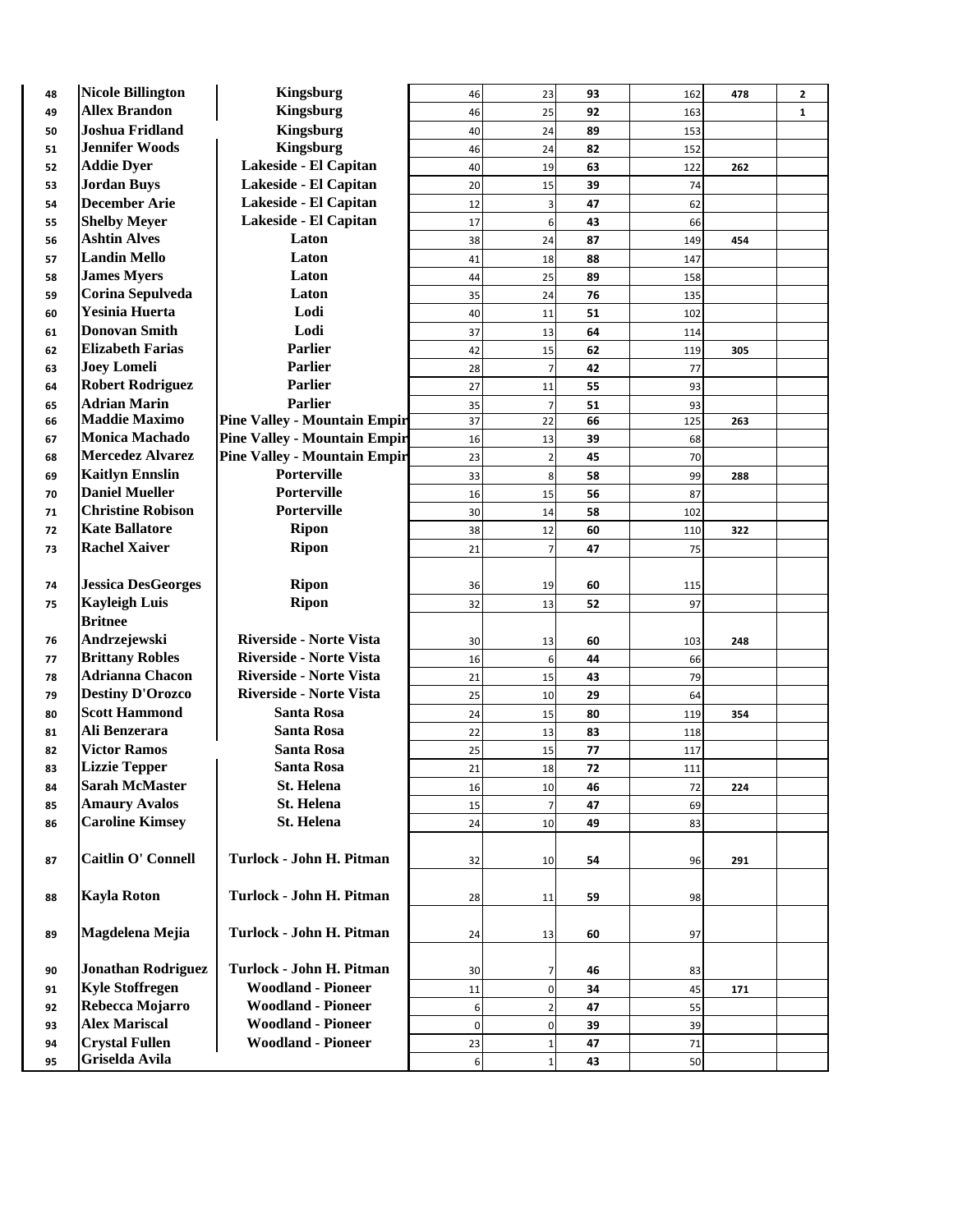| | | | | | | | | |
|---|---|---|---|---|---|---|---|---|
| 48 | Nicole Billington | Kingsburg | 46 | 23 | 93 | 162 | 478 | 2 |
| 49 | Allex Brandon | Kingsburg | 46 | 25 | 92 | 163 | | 1 |
| 50 | Joshua Fridland | Kingsburg | 40 | 24 | 89 | 153 | | |
| 51 | Jennifer Woods | Kingsburg | 46 | 24 | 82 | 152 | | |
| 52 | Addie Dyer | Lakeside - El Capitan | 40 | 19 | 63 | 122 | 262 | |
| 53 | Jordan Buys | Lakeside - El Capitan | 20 | 15 | 39 | 74 | | |
| 54 | December Arie | Lakeside - El Capitan | 12 | 3 | 47 | 62 | | |
| 55 | Shelby Meyer | Lakeside - El Capitan | 17 | 6 | 43 | 66 | | |
| 56 | Ashtin Alves | Laton | 38 | 24 | 87 | 149 | 454 | |
| 57 | Landin Mello | Laton | 41 | 18 | 88 | 147 | | |
| 58 | James Myers | Laton | 44 | 25 | 89 | 158 | | |
| 59 | Corina Sepulveda | Laton | 35 | 24 | 76 | 135 | | |
| 60 | Yesinia Huerta | Lodi | 40 | 11 | 51 | 102 | | |
| 61 | Donovan Smith | Lodi | 37 | 13 | 64 | 114 | | |
| 62 | Elizabeth Farias | Parlier | 42 | 15 | 62 | 119 | 305 | |
| 63 | Joey Lomeli | Parlier | 28 | 7 | 42 | 77 | | |
| 64 | Robert Rodriguez | Parlier | 27 | 11 | 55 | 93 | | |
| 65 | Adrian Marin | Parlier | 35 | 7 | 51 | 93 | | |
| 66 | Maddie Maximo | Pine Valley - Mountain Empir | 37 | 22 | 66 | 125 | 263 | |
| 67 | Monica Machado | Pine Valley - Mountain Empir | 16 | 13 | 39 | 68 | | |
| 68 | Mercedez Alvarez | Pine Valley - Mountain Empir | 23 | 2 | 45 | 70 | | |
| 69 | Kaitlyn Ennslin | Porterville | 33 | 8 | 58 | 99 | 288 | |
| 70 | Daniel Mueller | Porterville | 16 | 15 | 56 | 87 | | |
| 71 | Christine Robison | Porterville | 30 | 14 | 58 | 102 | | |
| 72 | Kate Ballatore | Ripon | 38 | 12 | 60 | 110 | 322 | |
| 73 | Rachel Xaiver | Ripon | 21 | 7 | 47 | 75 | | |
| 74 | Jessica DesGeorges | Ripon | 36 | 19 | 60 | 115 | | |
| 75 | Kayleigh Luis | Ripon | 32 | 13 | 52 | 97 | | |
| 76 | Britnee Andrzejewski | Riverside - Norte Vista | 30 | 13 | 60 | 103 | 248 | |
| 77 | Brittany Robles | Riverside - Norte Vista | 16 | 6 | 44 | 66 | | |
| 78 | Adrianna Chacon | Riverside - Norte Vista | 21 | 15 | 43 | 79 | | |
| 79 | Destiny D'Orozco | Riverside - Norte Vista | 25 | 10 | 29 | 64 | | |
| 80 | Scott Hammond | Santa Rosa | 24 | 15 | 80 | 119 | 354 | |
| 81 | Ali Benzerara | Santa Rosa | 22 | 13 | 83 | 118 | | |
| 82 | Victor Ramos | Santa Rosa | 25 | 15 | 77 | 117 | | |
| 83 | Lizzie Tepper | Santa Rosa | 21 | 18 | 72 | 111 | | |
| 84 | Sarah McMaster | St. Helena | 16 | 10 | 46 | 72 | 224 | |
| 85 | Amaury Avalos | St. Helena | 15 | 7 | 47 | 69 | | |
| 86 | Caroline Kimsey | St. Helena | 24 | 10 | 49 | 83 | | |
| 87 | Caitlin O' Connell | Turlock - John H. Pitman | 32 | 10 | 54 | 96 | 291 | |
| 88 | Kayla Roton | Turlock - John H. Pitman | 28 | 11 | 59 | 98 | | |
| 89 | Magdelena Mejia | Turlock - John H. Pitman | 24 | 13 | 60 | 97 | | |
| 90 | Jonathan Rodriguez | Turlock - John H. Pitman | 30 | 7 | 46 | 83 | | |
| 91 | Kyle Stoffregen | Woodland - Pioneer | 11 | 0 | 34 | 45 | 171 | |
| 92 | Rebecca Mojarro | Woodland - Pioneer | 6 | 2 | 47 | 55 | | |
| 93 | Alex Mariscal | Woodland - Pioneer | 0 | 0 | 39 | 39 | | |
| 94 | Crystal Fullen | Woodland - Pioneer | 23 | 1 | 47 | 71 | | |
| 95 | Griselda Avila | | 6 | 1 | 43 | 50 | | |